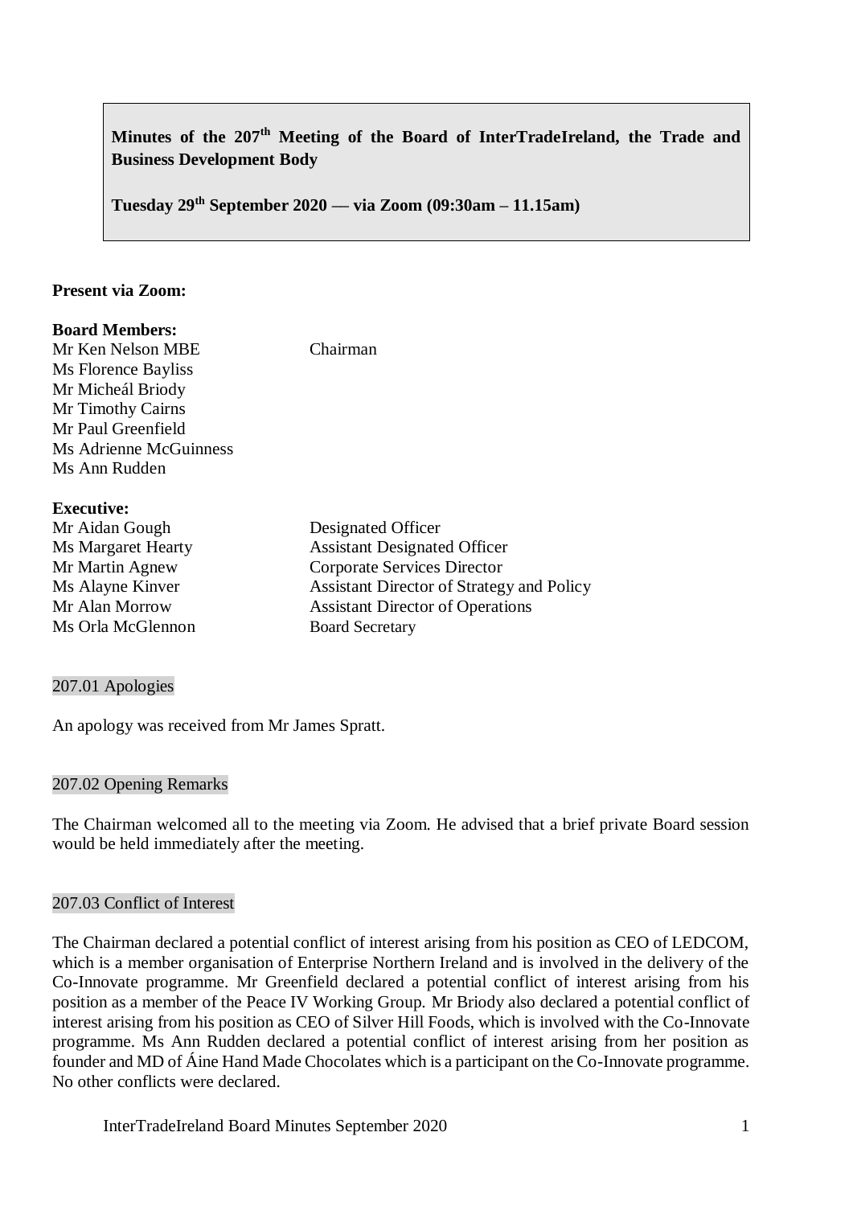**Minutes of the 207th Meeting of the Board of InterTradeIreland, the Trade and Business Development Body**

**Tuesday 29th September 2020 — via Zoom (09:30am – 11.15am)**

**Present via Zoom:**

**Board Members:**

| | |
|---|---|
| Mr Ken Nelson MBE | Chairman |
| Ms Florence Bayliss | |
| Mr Micheál Briody | |
| Mr Timothy Cairns | |
| Mr Paul Greenfield | |
| Ms Adrienne McGuinness | |
| Ms Ann Rudden | |

**Executive:**

| | |
|---|---|
| Mr Aidan Gough | Designated Officer |
| Ms Margaret Hearty | Assistant Designated Officer |
| Mr Martin Agnew | Corporate Services Director |
| Ms Alayne Kinver | Assistant Director of Strategy and Policy |
| Mr Alan Morrow | Assistant Director of Operations |
| Ms Orla McGlennon | Board Secretary |

## 207.01 Apologies

An apology was received from Mr James Spratt.

## 207.02 Opening Remarks

The Chairman welcomed all to the meeting via Zoom. He advised that a brief private Board session would be held immediately after the meeting.

## 207.03 Conflict of Interest

The Chairman declared a potential conflict of interest arising from his position as CEO of LEDCOM, which is a member organisation of Enterprise Northern Ireland and is involved in the delivery of the Co-Innovate programme. Mr Greenfield declared a potential conflict of interest arising from his position as a member of the Peace IV Working Group. Mr Briody also declared a potential conflict of interest arising from his position as CEO of Silver Hill Foods, which is involved with the Co-Innovate programme. Ms Ann Rudden declared a potential conflict of interest arising from her position as founder and MD of Áine Hand Made Chocolates which is a participant on the Co-Innovate programme. No other conflicts were declared.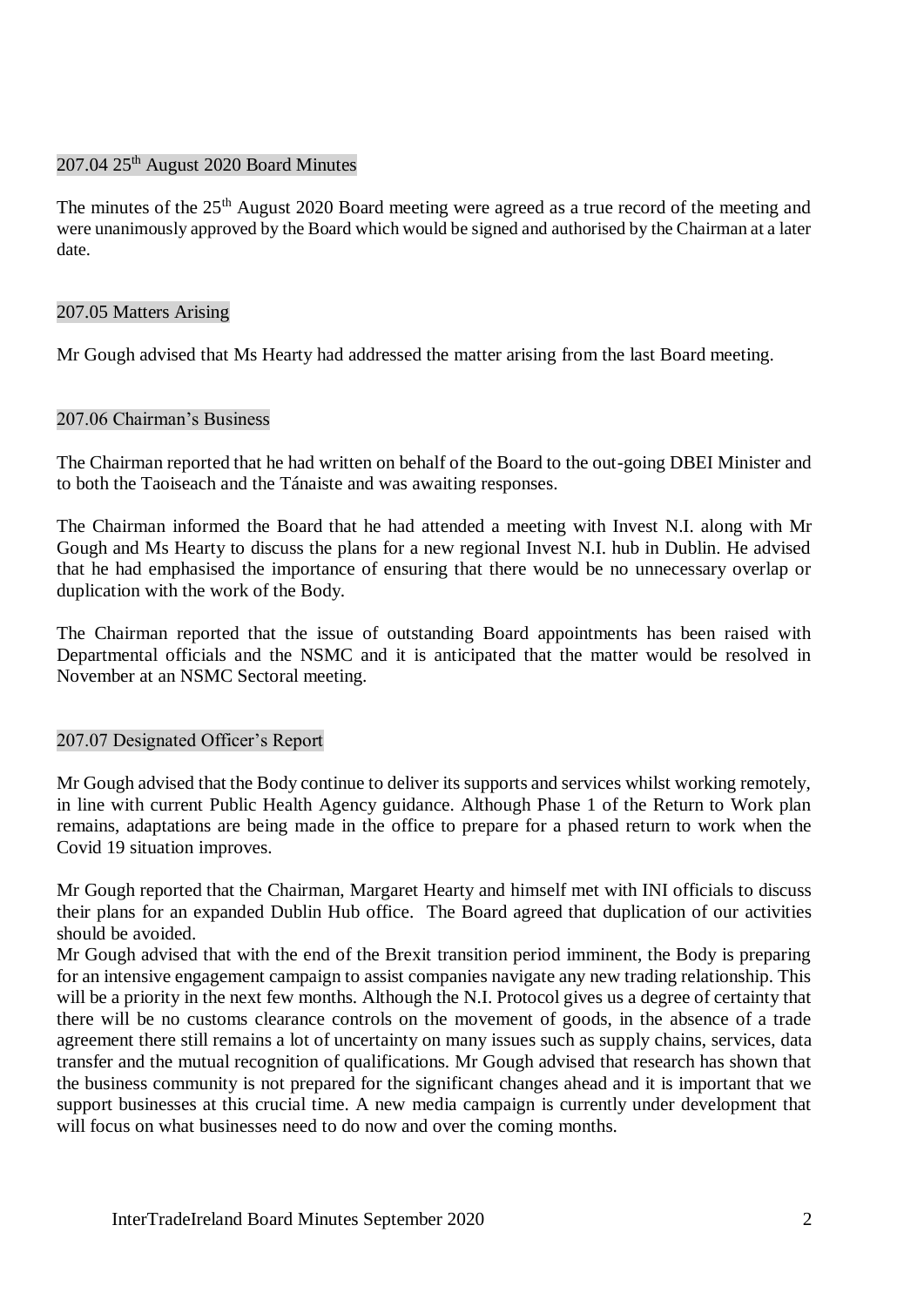## 207.04 25th August 2020 Board Minutes

The minutes of the 25th August 2020 Board meeting were agreed as a true record of the meeting and were unanimously approved by the Board which would be signed and authorised by the Chairman at a later date.

## 207.05 Matters Arising

Mr Gough advised that Ms Hearty had addressed the matter arising from the last Board meeting.

## 207.06 Chairman's Business

The Chairman reported that he had written on behalf of the Board to the out-going DBEI Minister and to both the Taoiseach and the Tánaiste and was awaiting responses.

The Chairman informed the Board that he had attended a meeting with Invest N.I. along with Mr Gough and Ms Hearty to discuss the plans for a new regional Invest N.I. hub in Dublin. He advised that he had emphasised the importance of ensuring that there would be no unnecessary overlap or duplication with the work of the Body.

The Chairman reported that the issue of outstanding Board appointments has been raised with Departmental officials and the NSMC and it is anticipated that the matter would be resolved in November at an NSMC Sectoral meeting.

## 207.07 Designated Officer's Report

Mr Gough advised that the Body continue to deliver its supports and services whilst working remotely, in line with current Public Health Agency guidance. Although Phase 1 of the Return to Work plan remains, adaptations are being made in the office to prepare for a phased return to work when the Covid 19 situation improves.

Mr Gough reported that the Chairman, Margaret Hearty and himself met with INI officials to discuss their plans for an expanded Dublin Hub office. The Board agreed that duplication of our activities should be avoided.

Mr Gough advised that with the end of the Brexit transition period imminent, the Body is preparing for an intensive engagement campaign to assist companies navigate any new trading relationship. This will be a priority in the next few months. Although the N.I. Protocol gives us a degree of certainty that there will be no customs clearance controls on the movement of goods, in the absence of a trade agreement there still remains a lot of uncertainty on many issues such as supply chains, services, data transfer and the mutual recognition of qualifications. Mr Gough advised that research has shown that the business community is not prepared for the significant changes ahead and it is important that we support businesses at this crucial time. A new media campaign is currently under development that will focus on what businesses need to do now and over the coming months.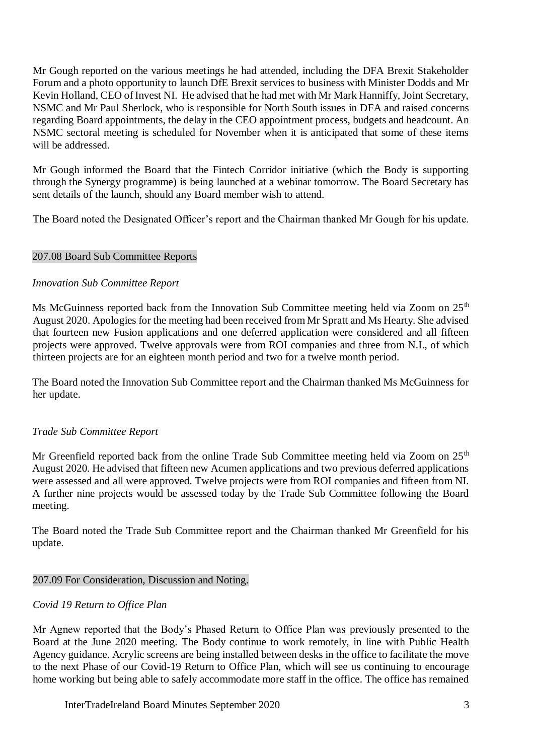Mr Gough reported on the various meetings he had attended, including the DFA Brexit Stakeholder Forum and a photo opportunity to launch DfE Brexit services to business with Minister Dodds and Mr Kevin Holland, CEO of Invest NI. He advised that he had met with Mr Mark Hanniffy, Joint Secretary, NSMC and Mr Paul Sherlock, who is responsible for North South issues in DFA and raised concerns regarding Board appointments, the delay in the CEO appointment process, budgets and headcount. An NSMC sectoral meeting is scheduled for November when it is anticipated that some of these items will be addressed.

Mr Gough informed the Board that the Fintech Corridor initiative (which the Body is supporting through the Synergy programme) is being launched at a webinar tomorrow. The Board Secretary has sent details of the launch, should any Board member wish to attend.

The Board noted the Designated Officer's report and the Chairman thanked Mr Gough for his update.

## 207.08 Board Sub Committee Reports

*Innovation Sub Committee Report*

Ms McGuinness reported back from the Innovation Sub Committee meeting held via Zoom on 25th August 2020. Apologies for the meeting had been received from Mr Spratt and Ms Hearty. She advised that fourteen new Fusion applications and one deferred application were considered and all fifteen projects were approved. Twelve approvals were from ROI companies and three from N.I., of which thirteen projects are for an eighteen month period and two for a twelve month period.

The Board noted the Innovation Sub Committee report and the Chairman thanked Ms McGuinness for her update.

*Trade Sub Committee Report*

Mr Greenfield reported back from the online Trade Sub Committee meeting held via Zoom on 25th August 2020. He advised that fifteen new Acumen applications and two previous deferred applications were assessed and all were approved. Twelve projects were from ROI companies and fifteen from NI. A further nine projects would be assessed today by the Trade Sub Committee following the Board meeting.

The Board noted the Trade Sub Committee report and the Chairman thanked Mr Greenfield for his update.

## 207.09 For Consideration, Discussion and Noting.

*Covid 19 Return to Office Plan*

Mr Agnew reported that the Body's Phased Return to Office Plan was previously presented to the Board at the June 2020 meeting. The Body continue to work remotely, in line with Public Health Agency guidance. Acrylic screens are being installed between desks in the office to facilitate the move to the next Phase of our Covid-19 Return to Office Plan, which will see us continuing to encourage home working but being able to safely accommodate more staff in the office. The office has remained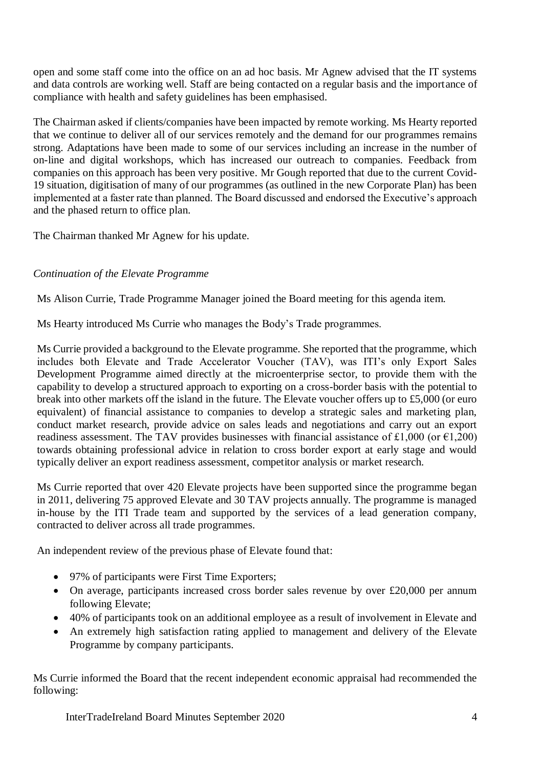open and some staff come into the office on an ad hoc basis. Mr Agnew advised that the IT systems and data controls are working well. Staff are being contacted on a regular basis and the importance of compliance with health and safety guidelines has been emphasised.

The Chairman asked if clients/companies have been impacted by remote working. Ms Hearty reported that we continue to deliver all of our services remotely and the demand for our programmes remains strong. Adaptations have been made to some of our services including an increase in the number of on-line and digital workshops, which has increased our outreach to companies. Feedback from companies on this approach has been very positive. Mr Gough reported that due to the current Covid-19 situation, digitisation of many of our programmes (as outlined in the new Corporate Plan) has been implemented at a faster rate than planned. The Board discussed and endorsed the Executive's approach and the phased return to office plan.

The Chairman thanked Mr Agnew for his update.

*Continuation of the Elevate Programme*

Ms Alison Currie, Trade Programme Manager joined the Board meeting for this agenda item.

Ms Hearty introduced Ms Currie who manages the Body's Trade programmes.

Ms Currie provided a background to the Elevate programme. She reported that the programme, which includes both Elevate and Trade Accelerator Voucher (TAV), was ITI's only Export Sales Development Programme aimed directly at the microenterprise sector, to provide them with the capability to develop a structured approach to exporting on a cross-border basis with the potential to break into other markets off the island in the future. The Elevate voucher offers up to £5,000 (or euro equivalent) of financial assistance to companies to develop a strategic sales and marketing plan, conduct market research, provide advice on sales leads and negotiations and carry out an export readiness assessment. The TAV provides businesses with financial assistance of £1,000 (or €1,200) towards obtaining professional advice in relation to cross border export at early stage and would typically deliver an export readiness assessment, competitor analysis or market research.

Ms Currie reported that over 420 Elevate projects have been supported since the programme began in 2011, delivering 75 approved Elevate and 30 TAV projects annually. The programme is managed in-house by the ITI Trade team and supported by the services of a lead generation company, contracted to deliver across all trade programmes.

An independent review of the previous phase of Elevate found that:

- 97% of participants were First Time Exporters;
- On average, participants increased cross border sales revenue by over £20,000 per annum following Elevate;
- 40% of participants took on an additional employee as a result of involvement in Elevate and
- An extremely high satisfaction rating applied to management and delivery of the Elevate Programme by company participants.

Ms Currie informed the Board that the recent independent economic appraisal had recommended the following: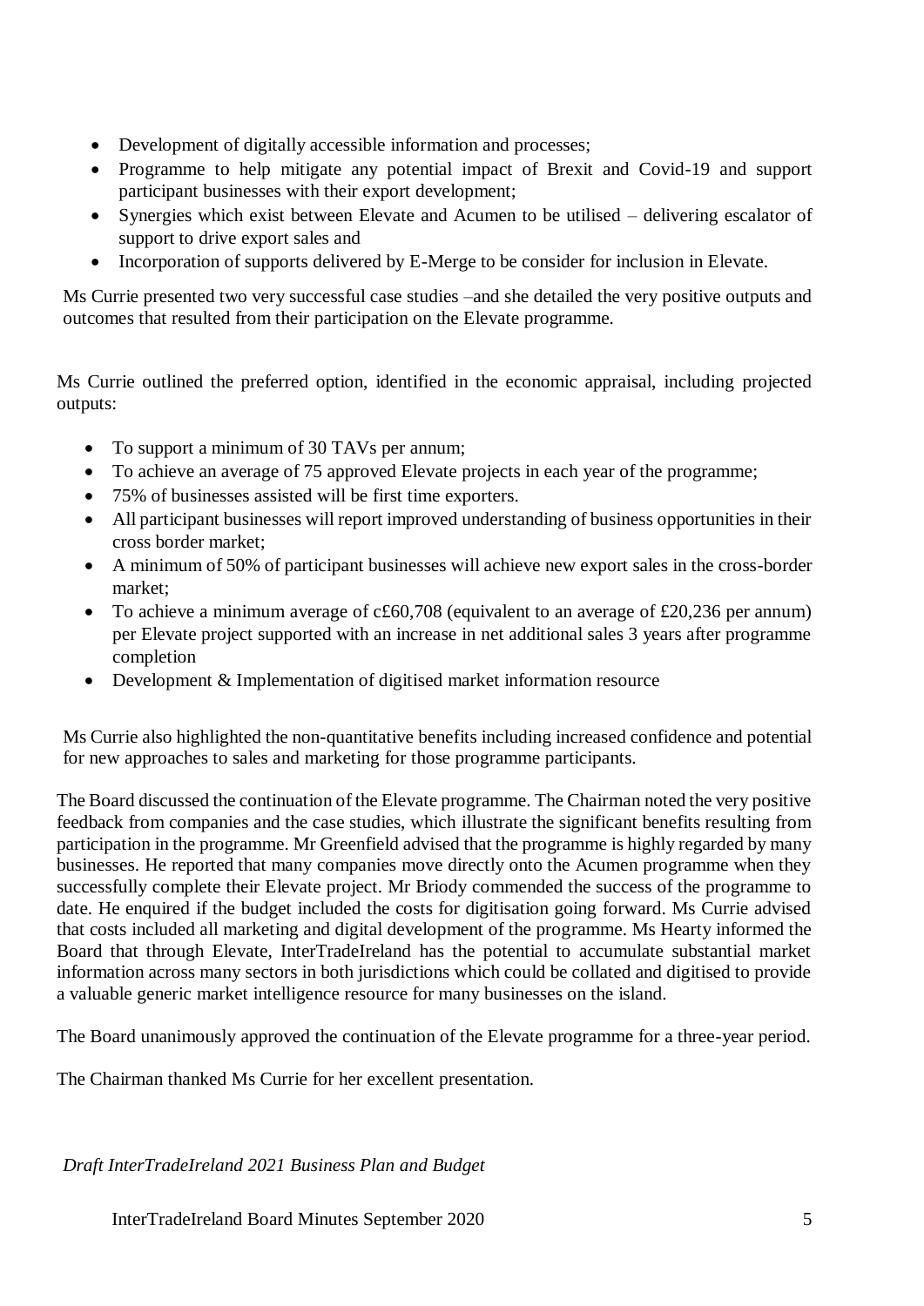- Development of digitally accessible information and processes;
- Programme to help mitigate any potential impact of Brexit and Covid-19 and support participant businesses with their export development;
- Synergies which exist between Elevate and Acumen to be utilised – delivering escalator of support to drive export sales and
- Incorporation of supports delivered by E-Merge to be consider for inclusion in Elevate.

Ms Currie presented two very successful case studies –and she detailed the very positive outputs and outcomes that resulted from their participation on the Elevate programme.

Ms Currie outlined the preferred option, identified in the economic appraisal, including projected outputs:

- To support a minimum of 30 TAVs per annum;
- To achieve an average of 75 approved Elevate projects in each year of the programme;
- 75% of businesses assisted will be first time exporters.
- All participant businesses will report improved understanding of business opportunities in their cross border market;
- A minimum of 50% of participant businesses will achieve new export sales in the cross-border market;
- To achieve a minimum average of c£60,708 (equivalent to an average of £20,236 per annum) per Elevate project supported with an increase in net additional sales 3 years after programme completion
- Development & Implementation of digitised market information resource

Ms Currie also highlighted the non-quantitative benefits including increased confidence and potential for new approaches to sales and marketing for those programme participants.

The Board discussed the continuation of the Elevate programme. The Chairman noted the very positive feedback from companies and the case studies, which illustrate the significant benefits resulting from participation in the programme. Mr Greenfield advised that the programme is highly regarded by many businesses. He reported that many companies move directly onto the Acumen programme when they successfully complete their Elevate project. Mr Briody commended the success of the programme to date. He enquired if the budget included the costs for digitisation going forward. Ms Currie advised that costs included all marketing and digital development of the programme. Ms Hearty informed the Board that through Elevate, InterTradeIreland has the potential to accumulate substantial market information across many sectors in both jurisdictions which could be collated and digitised to provide a valuable generic market intelligence resource for many businesses on the island.

The Board unanimously approved the continuation of the Elevate programme for a three-year period.

The Chairman thanked Ms Currie for her excellent presentation.

*Draft InterTradeIreland 2021 Business Plan and Budget*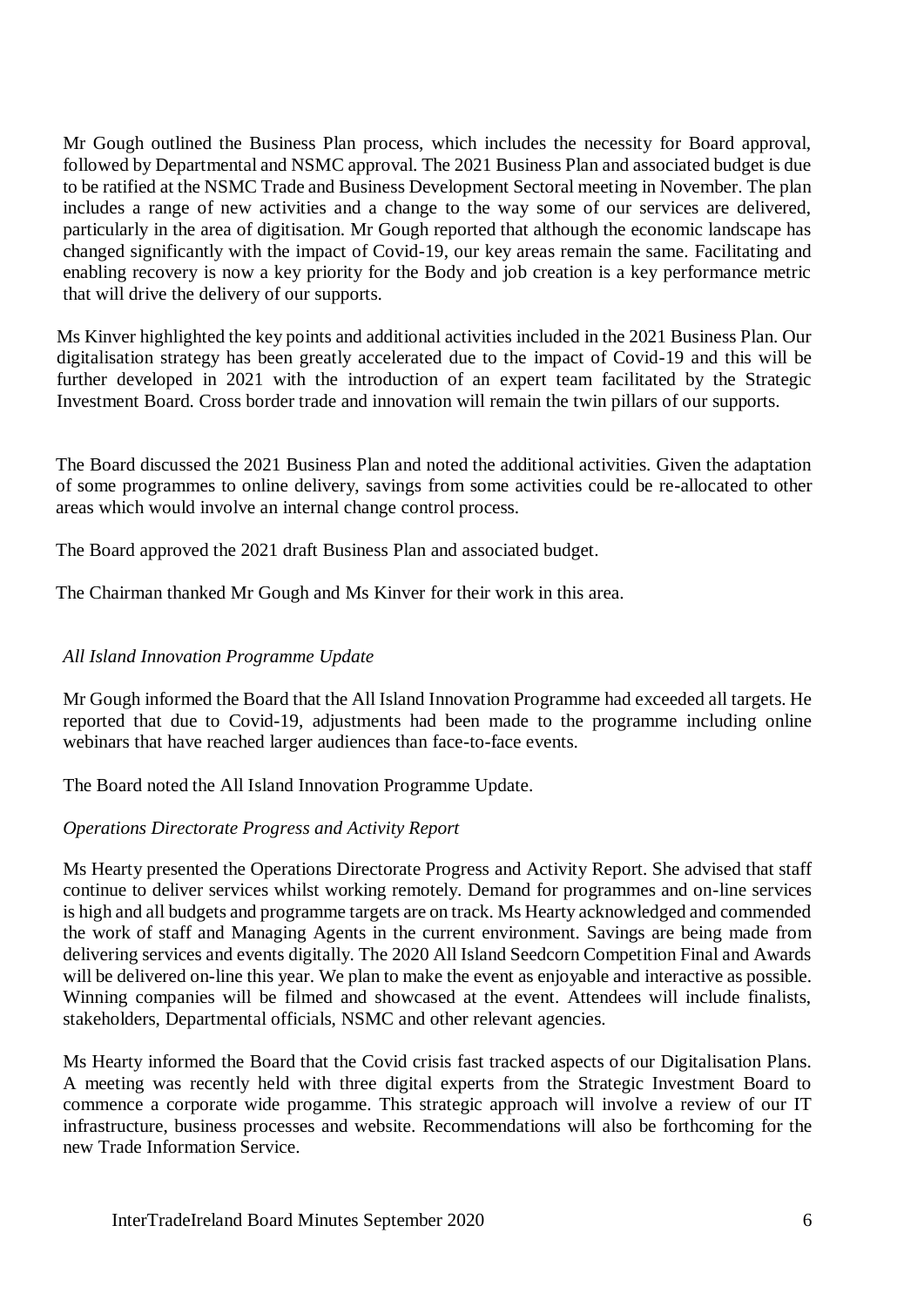Mr Gough outlined the Business Plan process, which includes the necessity for Board approval, followed by Departmental and NSMC approval. The 2021 Business Plan and associated budget is due to be ratified at the NSMC Trade and Business Development Sectoral meeting in November. The plan includes a range of new activities and a change to the way some of our services are delivered, particularly in the area of digitisation. Mr Gough reported that although the economic landscape has changed significantly with the impact of Covid-19, our key areas remain the same. Facilitating and enabling recovery is now a key priority for the Body and job creation is a key performance metric that will drive the delivery of our supports.

Ms Kinver highlighted the key points and additional activities included in the 2021 Business Plan. Our digitalisation strategy has been greatly accelerated due to the impact of Covid-19 and this will be further developed in 2021 with the introduction of an expert team facilitated by the Strategic Investment Board. Cross border trade and innovation will remain the twin pillars of our supports.

The Board discussed the 2021 Business Plan and noted the additional activities. Given the adaptation of some programmes to online delivery, savings from some activities could be re-allocated to other areas which would involve an internal change control process.

The Board approved the 2021 draft Business Plan and associated budget.

The Chairman thanked Mr Gough and Ms Kinver for their work in this area.

*All Island Innovation Programme Update*

Mr Gough informed the Board that the All Island Innovation Programme had exceeded all targets. He reported that due to Covid-19, adjustments had been made to the programme including online webinars that have reached larger audiences than face-to-face events.

The Board noted the All Island Innovation Programme Update.

*Operations Directorate Progress and Activity Report*

Ms Hearty presented the Operations Directorate Progress and Activity Report. She advised that staff continue to deliver services whilst working remotely. Demand for programmes and on-line services is high and all budgets and programme targets are on track. Ms Hearty acknowledged and commended the work of staff and Managing Agents in the current environment. Savings are being made from delivering services and events digitally. The 2020 All Island Seedcorn Competition Final and Awards will be delivered on-line this year. We plan to make the event as enjoyable and interactive as possible. Winning companies will be filmed and showcased at the event. Attendees will include finalists, stakeholders, Departmental officials, NSMC and other relevant agencies.

Ms Hearty informed the Board that the Covid crisis fast tracked aspects of our Digitalisation Plans. A meeting was recently held with three digital experts from the Strategic Investment Board to commence a corporate wide progamme. This strategic approach will involve a review of our IT infrastructure, business processes and website. Recommendations will also be forthcoming for the new Trade Information Service.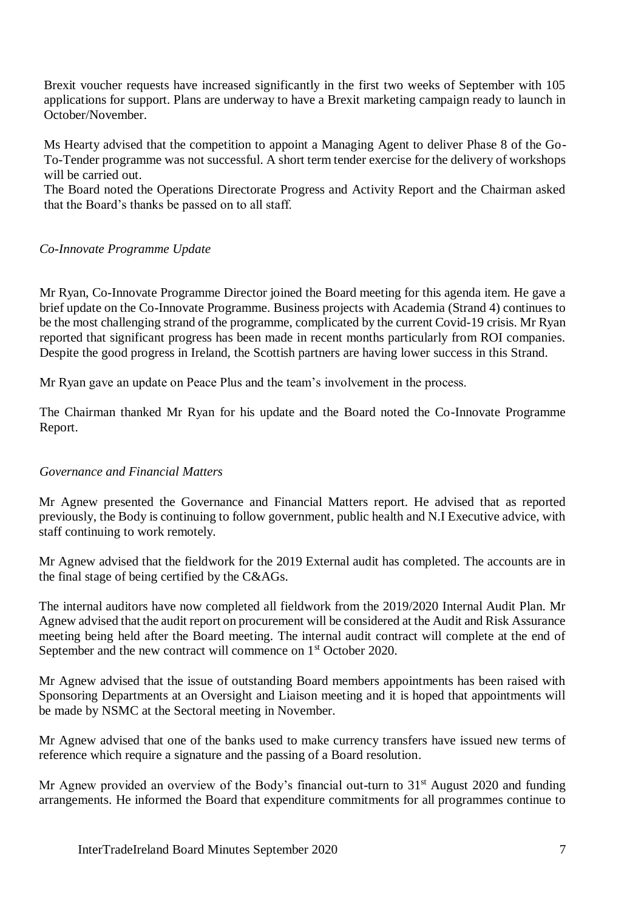Brexit voucher requests have increased significantly in the first two weeks of September with 105 applications for support. Plans are underway to have a Brexit marketing campaign ready to launch in October/November.

Ms Hearty advised that the competition to appoint a Managing Agent to deliver Phase 8 of the Go-To-Tender programme was not successful. A short term tender exercise for the delivery of workshops will be carried out.

The Board noted the Operations Directorate Progress and Activity Report and the Chairman asked that the Board's thanks be passed on to all staff.

*Co-Innovate Programme Update*

Mr Ryan, Co-Innovate Programme Director joined the Board meeting for this agenda item. He gave a brief update on the Co-Innovate Programme. Business projects with Academia (Strand 4) continues to be the most challenging strand of the programme, complicated by the current Covid-19 crisis. Mr Ryan reported that significant progress has been made in recent months particularly from ROI companies. Despite the good progress in Ireland, the Scottish partners are having lower success in this Strand.

Mr Ryan gave an update on Peace Plus and the team's involvement in the process.

The Chairman thanked Mr Ryan for his update and the Board noted the Co-Innovate Programme Report.

*Governance and Financial Matters*

Mr Agnew presented the Governance and Financial Matters report. He advised that as reported previously, the Body is continuing to follow government, public health and N.I Executive advice, with staff continuing to work remotely.

Mr Agnew advised that the fieldwork for the 2019 External audit has completed. The accounts are in the final stage of being certified by the C&AGs.

The internal auditors have now completed all fieldwork from the 2019/2020 Internal Audit Plan. Mr Agnew advised that the audit report on procurement will be considered at the Audit and Risk Assurance meeting being held after the Board meeting. The internal audit contract will complete at the end of September and the new contract will commence on 1st October 2020.

Mr Agnew advised that the issue of outstanding Board members appointments has been raised with Sponsoring Departments at an Oversight and Liaison meeting and it is hoped that appointments will be made by NSMC at the Sectoral meeting in November.

Mr Agnew advised that one of the banks used to make currency transfers have issued new terms of reference which require a signature and the passing of a Board resolution.

Mr Agnew provided an overview of the Body's financial out-turn to 31st August 2020 and funding arrangements. He informed the Board that expenditure commitments for all programmes continue to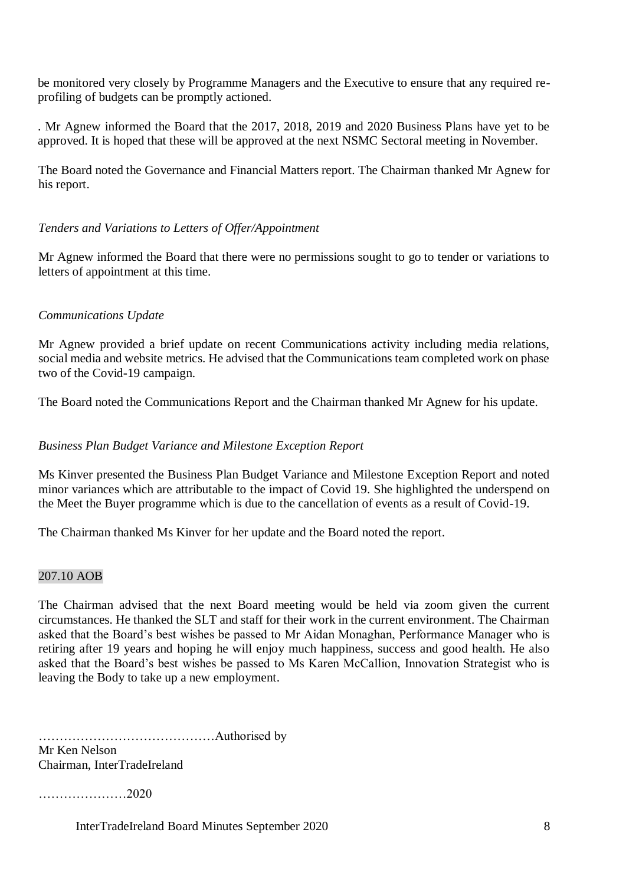be monitored very closely by Programme Managers and the Executive to ensure that any required re-profiling of budgets can be promptly actioned.

. Mr Agnew informed the Board that the 2017, 2018, 2019 and 2020 Business Plans have yet to be approved. It is hoped that these will be approved at the next NSMC Sectoral meeting in November.

The Board noted the Governance and Financial Matters report. The Chairman thanked Mr Agnew for his report.

*Tenders and Variations to Letters of Offer/Appointment*

Mr Agnew informed the Board that there were no permissions sought to go to tender or variations to letters of appointment at this time.

*Communications Update*

Mr Agnew provided a brief update on recent Communications activity including media relations, social media and website metrics. He advised that the Communications team completed work on phase two of the Covid-19 campaign.

The Board noted the Communications Report and the Chairman thanked Mr Agnew for his update.

*Business Plan Budget Variance and Milestone Exception Report*

Ms Kinver presented the Business Plan Budget Variance and Milestone Exception Report and noted minor variances which are attributable to the impact of Covid 19. She highlighted the underspend on the Meet the Buyer programme which is due to the cancellation of events as a result of Covid-19.

The Chairman thanked Ms Kinver for her update and the Board noted the report.

## 207.10 AOB

The Chairman advised that the next Board meeting would be held via zoom given the current circumstances. He thanked the SLT and staff for their work in the current environment. The Chairman asked that the Board's best wishes be passed to Mr Aidan Monaghan, Performance Manager who is retiring after 19 years and hoping he will enjoy much happiness, success and good health. He also asked that the Board's best wishes be passed to Ms Karen McCallion, Innovation Strategist who is leaving the Body to take up a new employment.

……………………………………Authorised by
Mr Ken Nelson
Chairman, InterTradeIreland

…………………2020